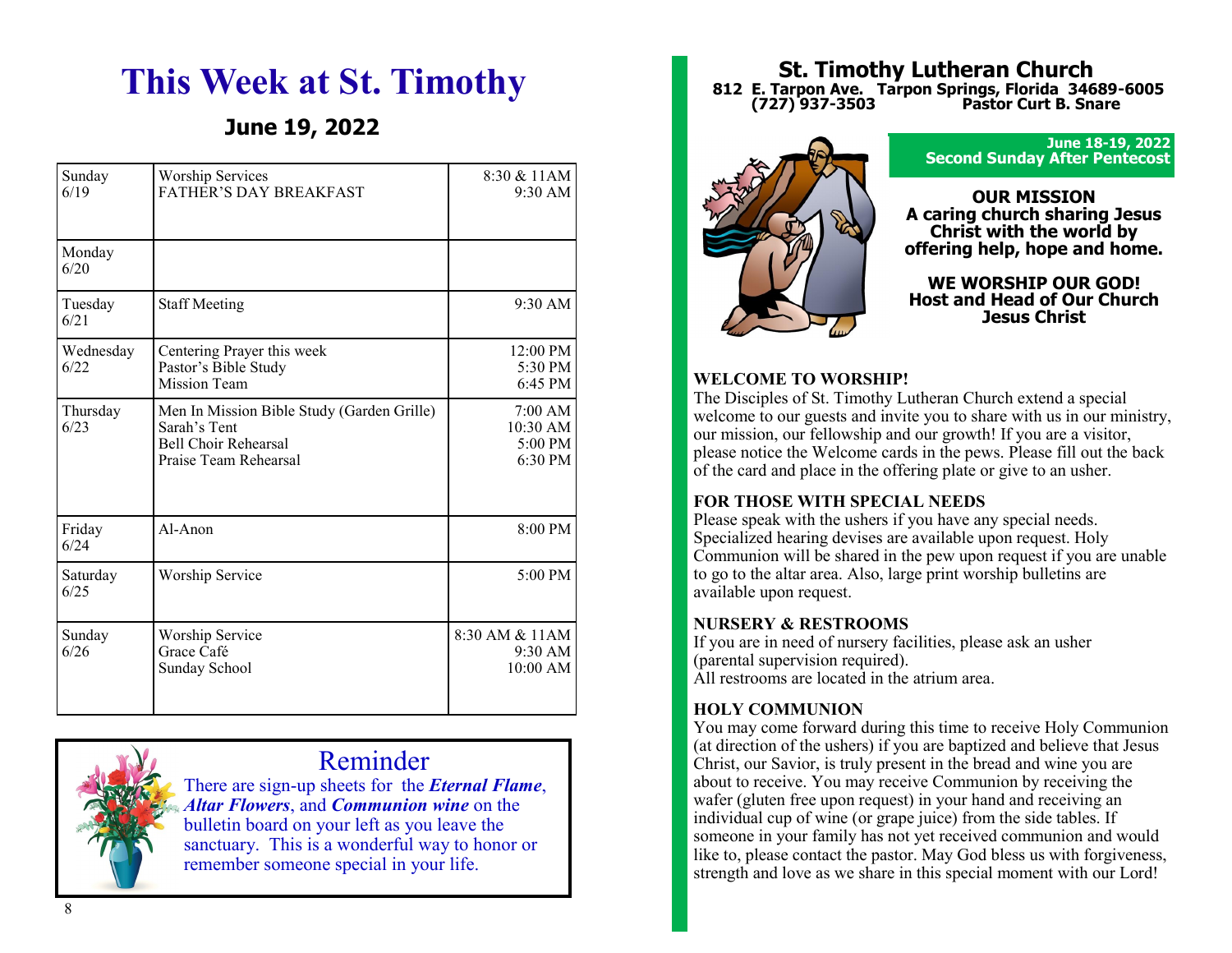# This Week at St. Timothy

## June 19, 2022

| Day | Event | Time |
|---|---|---|
| Sunday 6/19 | Worship Services<br>FATHER'S DAY BREAKFAST | 8:30 & 11AM<br>9:30 AM |
| Monday 6/20 | | |
| Tuesday 6/21 | Staff Meeting | 9:30 AM |
| Wednesday 6/22 | Centering Prayer this week<br>Pastor's Bible Study<br>Mission Team | 12:00 PM<br>5:30 PM<br>6:45 PM |
| Thursday 6/23 | Men In Mission Bible Study (Garden Grille)<br>Sarah's Tent<br>Bell Choir Rehearsal<br>Praise Team Rehearsal | 7:00 AM<br>10:30 AM<br>5:00 PM<br>6:30 PM |
| Friday 6/24 | Al-Anon | 8:00 PM |
| Saturday 6/25 | Worship Service | 5:00 PM |
| Sunday 6/26 | Worship Service<br>Grace Café<br>Sunday School | 8:30 AM & 11AM<br>9:30 AM<br>10:00 AM |

## Reminder

There are sign-up sheets for the ***Eternal Flame***, ***Altar Flowers***, and ***Communion wine*** on the bulletin board on your left as you leave the sanctuary. This is a wonderful way to honor or remember someone special in your life.

# St. Timothy Lutheran Church

**812 E. Tarpon Ave. Tarpon Springs, Florida 34689-6005**
**(727) 937-3503 Pastor Curt B. Snare**

**June 18-19, 2022**
**Second Sunday After Pentecost**

**OUR MISSION**
**A caring church sharing Jesus Christ with the world by offering help, hope and home.**

**WE WORSHIP OUR GOD!**
**Host and Head of Our Church**
**Jesus Christ**

### WELCOME TO WORSHIP!

The Disciples of St. Timothy Lutheran Church extend a special welcome to our guests and invite you to share with us in our ministry, our mission, our fellowship and our growth! If you are a visitor, please notice the Welcome cards in the pews. Please fill out the back of the card and place in the offering plate or give to an usher.

### FOR THOSE WITH SPECIAL NEEDS

Please speak with the ushers if you have any special needs. Specialized hearing devises are available upon request. Holy Communion will be shared in the pew upon request if you are unable to go to the altar area. Also, large print worship bulletins are available upon request.

### NURSERY & RESTROOMS

If you are in need of nursery facilities, please ask an usher (parental supervision required).
All restrooms are located in the atrium area.

### HOLY COMMUNION

You may come forward during this time to receive Holy Communion (at direction of the ushers) if you are baptized and believe that Jesus Christ, our Savior, is truly present in the bread and wine you are about to receive. You may receive Communion by receiving the wafer (gluten free upon request) in your hand and receiving an individual cup of wine (or grape juice) from the side tables. If someone in your family has not yet received communion and would like to, please contact the pastor. May God bless us with forgiveness, strength and love as we share in this special moment with our Lord!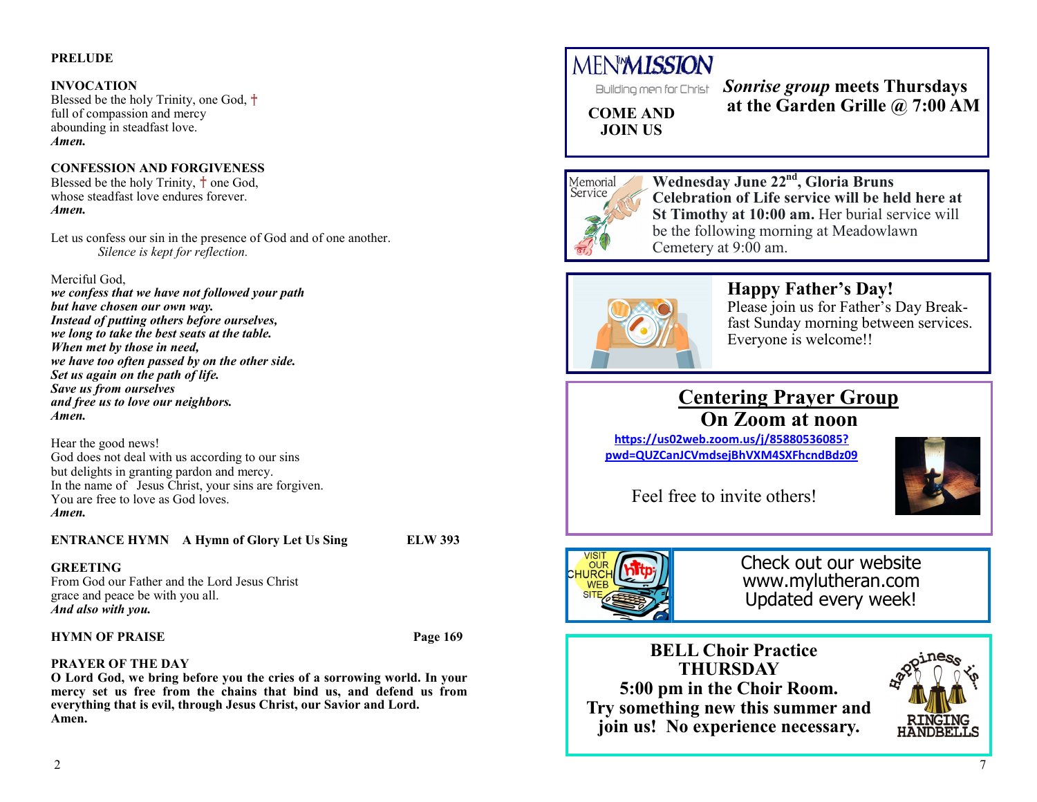**PRELUDE**

**INVOCATION**
Blessed be the holy Trinity, one God, †
full of compassion and mercy
abounding in steadfast love.
***Amen.***

**CONFESSION AND FORGIVENESS**
Blessed be the holy Trinity, † one God,
whose steadfast love endures forever.
***Amen.***

Let us confess our sin in the presence of God and of one another.
*Silence is kept for reflection.*

Merciful God,
***we confess that we have not followed your path***
***but have chosen our own way.***
***Instead of putting others before ourselves,***
***we long to take the best seats at the table.***
***When met by those in need,***
***we have too often passed by on the other side.***
***Set us again on the path of life.***
***Save us from ourselves***
***and free us to love our neighbors.***
***Amen.***

Hear the good news!
God does not deal with us according to our sins
but delights in granting pardon and mercy.
In the name of Jesus Christ, your sins are forgiven.
You are free to love as God loves.
***Amen.***

**ENTRANCE HYMN A Hymn of Glory Let Us Sing ELW 393**

**GREETING**
From God our Father and the Lord Jesus Christ
grace and peace be with you all.
***And also with you.***

**HYMN OF PRAISE Page 169**

**PRAYER OF THE DAY**
**O Lord God, we bring before you the cries of a sorrowing world. In your mercy set us free from the chains that bind us, and defend us from everything that is evil, through Jesus Christ, our Savior and Lord.**
**Amen.**

MEN IN MISSION
Building men for Christ

**COME AND JOIN US**

***Sonrise group* meets Thursdays at the Garden Grille @ 7:00 AM**

Memorial Service

**Wednesday June 22nd, Gloria Bruns Celebration of Life service will be held here at St Timothy at 10:00 am.** Her burial service will be the following morning at Meadowlawn Cemetery at 9:00 am.

## Happy Father's Day!

Please join us for Father's Day Breakfast Sunday morning between services. Everyone is welcome!!

## Centering Prayer Group
## On Zoom at noon

https://us02web.zoom.us/j/85880536085?pwd=QUZCanJCVmdsejBhVXM4SXFhcndBdz09

Feel free to invite others!

VISIT OUR CHURCH WEB SITE

Check out our website
www.mylutheran.com
Updated every week!

**BELL Choir Practice**
**THURSDAY**
**5:00 pm in the Choir Room.**
**Try something new this summer and join us! No experience necessary.**

Happiness is... RINGING HANDBELLS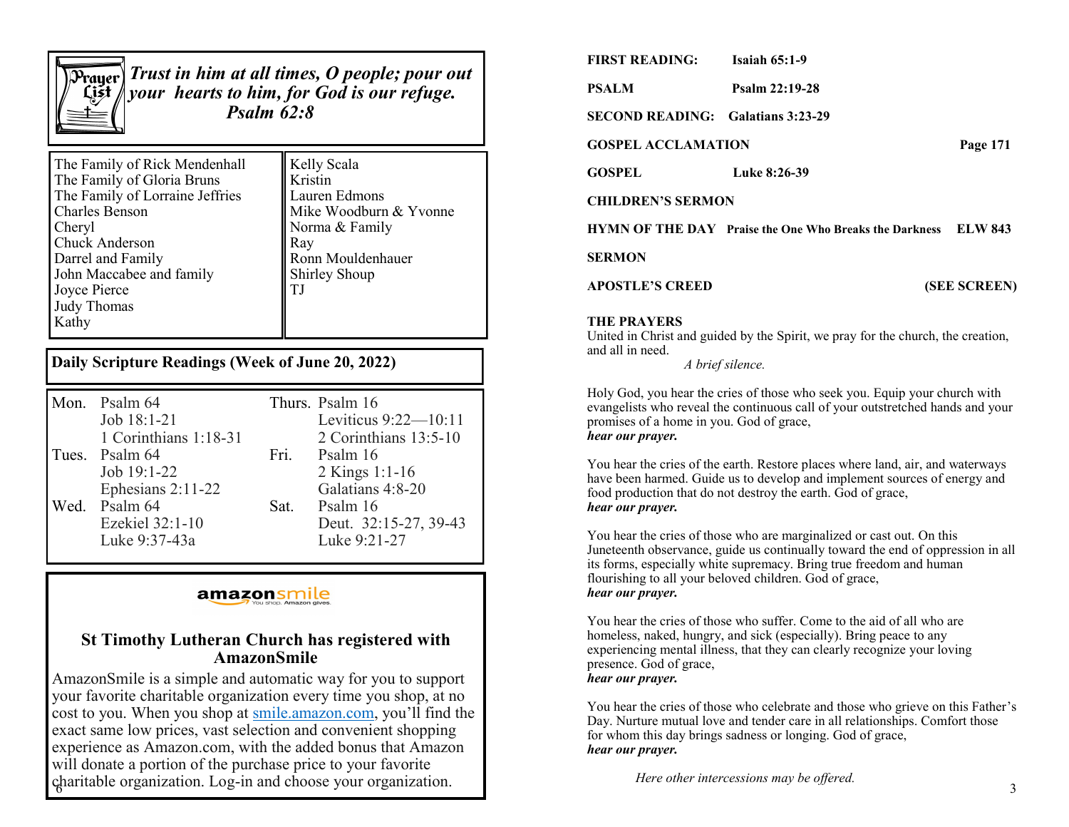**Trust in him at all times, O people; pour out your hearts to him, for God is our refuge.**
**Psalm 62:8**

| | |
|---|---|
| The Family of Rick Mendenhall | Kelly Scala |
| The Family of Gloria Bruns | Kristin |
| The Family of Lorraine Jeffries | Lauren Edmons |
| Charles Benson | Mike Woodburn & Yvonne |
| Cheryl | Norma & Family |
| Chuck Anderson | Ray |
| Darrel and Family | Ronn Mouldenhauer |
| John Maccabee and family | Shirley Shoup |
| Joyce Pierce | TJ |
| Judy Thomas | |
| Kathy | |

## Daily Scripture Readings (Week of June 20, 2022)

| | | | |
|---|---|---|---|
| Mon. | Psalm 64<br>Job 18:1-21<br>1 Corinthians 1:18-31 | Thurs. | Psalm 16<br>Leviticus 9:22—10:11<br>2 Corinthians 13:5-10 |
| Tues. | Psalm 64<br>Job 19:1-22<br>Ephesians 2:11-22 | Fri. | Psalm 16<br>2 Kings 1:1-16<br>Galatians 4:8-20 |
| Wed. | Psalm 64<br>Ezekiel 32:1-10<br>Luke 9:37-43a | Sat. | Psalm 16<br>Deut. 32:15-27, 39-43<br>Luke 9:21-27 |

amazonsmile
You shop. Amazon gives.

## St Timothy Lutheran Church has registered with AmazonSmile

AmazonSmile is a simple and automatic way for you to support your favorite charitable organization every time you shop, at no cost to you. When you shop at smile.amazon.com, you'll find the exact same low prices, vast selection and convenient shopping experience as Amazon.com, with the added bonus that Amazon will donate a portion of the purchase price to your favorite charitable organization. Log-in and choose your organization.

**FIRST READING:** **Isaiah 65:1-9**

**PSALM** **Psalm 22:19-28**

**SECOND READING:** **Galatians 3:23-29**

**GOSPEL ACCLAMATION** **Page 171**

**GOSPEL** **Luke 8:26-39**

**CHILDREN'S SERMON**

**HYMN OF THE DAY** **Praise the One Who Breaks the Darkness** **ELW 843**

**SERMON**

**APOSTLE'S CREED** **(SEE SCREEN)**

**THE PRAYERS**

United in Christ and guided by the Spirit, we pray for the church, the creation, and all in need.

*A brief silence.*

Holy God, you hear the cries of those who seek you. Equip your church with evangelists who reveal the continuous call of your outstretched hands and your promises of a home in you. God of grace,
***hear our prayer.***

You hear the cries of the earth. Restore places where land, air, and waterways have been harmed. Guide us to develop and implement sources of energy and food production that do not destroy the earth. God of grace,
***hear our prayer.***

You hear the cries of those who are marginalized or cast out. On this Juneteenth observance, guide us continually toward the end of oppression in all its forms, especially white supremacy. Bring true freedom and human flourishing to all your beloved children. God of grace,
***hear our prayer.***

You hear the cries of those who suffer. Come to the aid of all who are homeless, naked, hungry, and sick (especially). Bring peace to any experiencing mental illness, that they can clearly recognize your loving presence. God of grace,
***hear our prayer.***

You hear the cries of those who celebrate and those who grieve on this Father's Day. Nurture mutual love and tender care in all relationships. Comfort those for whom this day brings sadness or longing. God of grace,
***hear our prayer.***

*Here other intercessions may be offered.*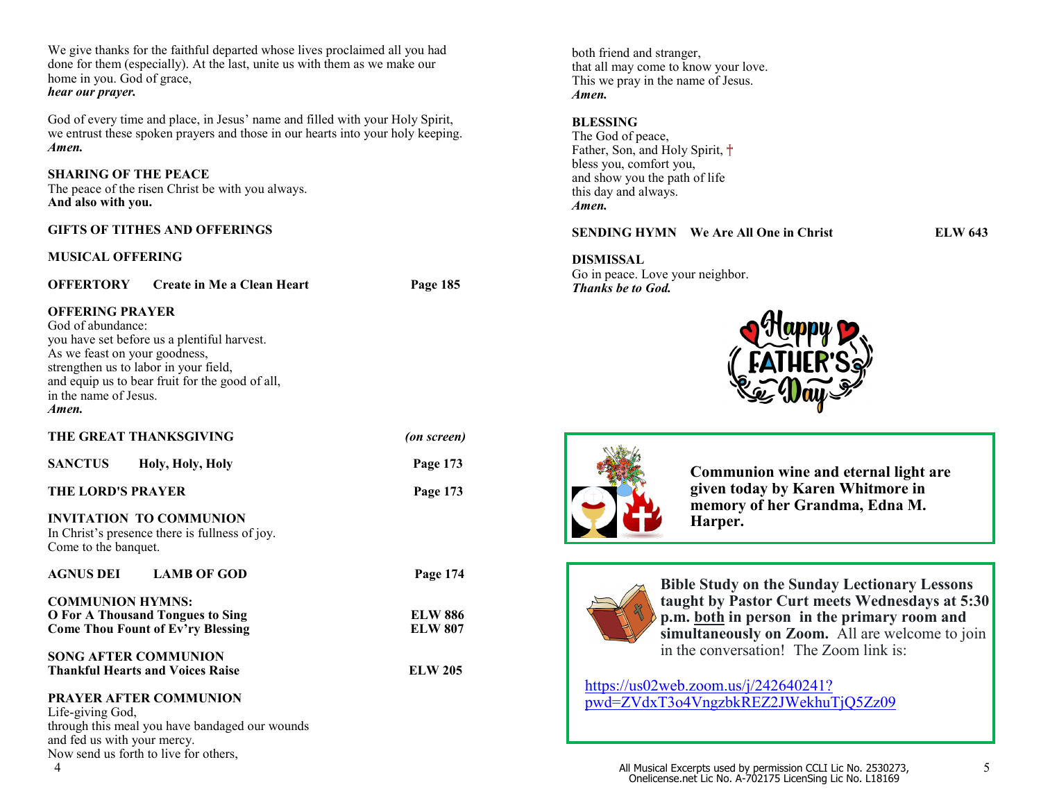We give thanks for the faithful departed whose lives proclaimed all you had done for them (especially). At the last, unite us with them as we make our home in you. God of grace,
***hear our prayer.***

God of every time and place, in Jesus' name and filled with your Holy Spirit, we entrust these spoken prayers and those in our hearts into your holy keeping.
***Amen.***

**SHARING OF THE PEACE**
The peace of the risen Christ be with you always.
**And also with you.**

**GIFTS OF TITHES AND OFFERINGS**

**MUSICAL OFFERING**

**OFFERTORY Create in Me a Clean Heart Page 185**

**OFFERING PRAYER**
God of abundance:
you have set before us a plentiful harvest.
As we feast on your goodness,
strengthen us to labor in your field,
and equip us to bear fruit for the good of all,
in the name of Jesus.
***Amen.***

**THE GREAT THANKSGIVING** ***(on screen)***

**SANCTUS Holy, Holy, Holy Page 173**

**THE LORD'S PRAYER Page 173**

**INVITATION TO COMMUNION**
In Christ's presence there is fullness of joy.
Come to the banquet.

**AGNUS DEI LAMB OF GOD Page 174**

**COMMUNION HYMNS:**
**O For A Thousand Tongues to Sing ELW 886**
**Come Thou Fount of Ev'ry Blessing ELW 807**

**SONG AFTER COMMUNION**
**Thankful Hearts and Voices Raise ELW 205**

**PRAYER AFTER COMMUNION**
Life-giving God,
through this meal you have bandaged our wounds
and fed us with your mercy.
Now send us forth to live for others,
both friend and stranger,
that all may come to know your love.
This we pray in the name of Jesus.
***Amen.***

**BLESSING**
The God of peace,
Father, Son, and Holy Spirit, †
bless you, comfort you,
and show you the path of life
this day and always.
***Amen.***

**SENDING HYMN We Are All One in Christ ELW 643**

**DISMISSAL**
Go in peace. Love your neighbor.
***Thanks be to God.***

Happy Father's Day

**Communion wine and eternal light are given today by Karen Whitmore in memory of her Grandma, Edna M. Harper.**

**Bible Study on the Sunday Lectionary Lessons taught by Pastor Curt meets Wednesdays at 5:30 p.m. both in person in the primary room and simultaneously on Zoom.** All are welcome to join in the conversation! The Zoom link is:

https://us02web.zoom.us/j/242640241?pwd=ZVdxT3o4VngzbkREZ2JWekhuTjQ5Zz09

All Musical Excerpts used by permission CCLI Lic No. 2530273, Onelicense.net Lic No. A-702175 LicenSing Lic No. L18169